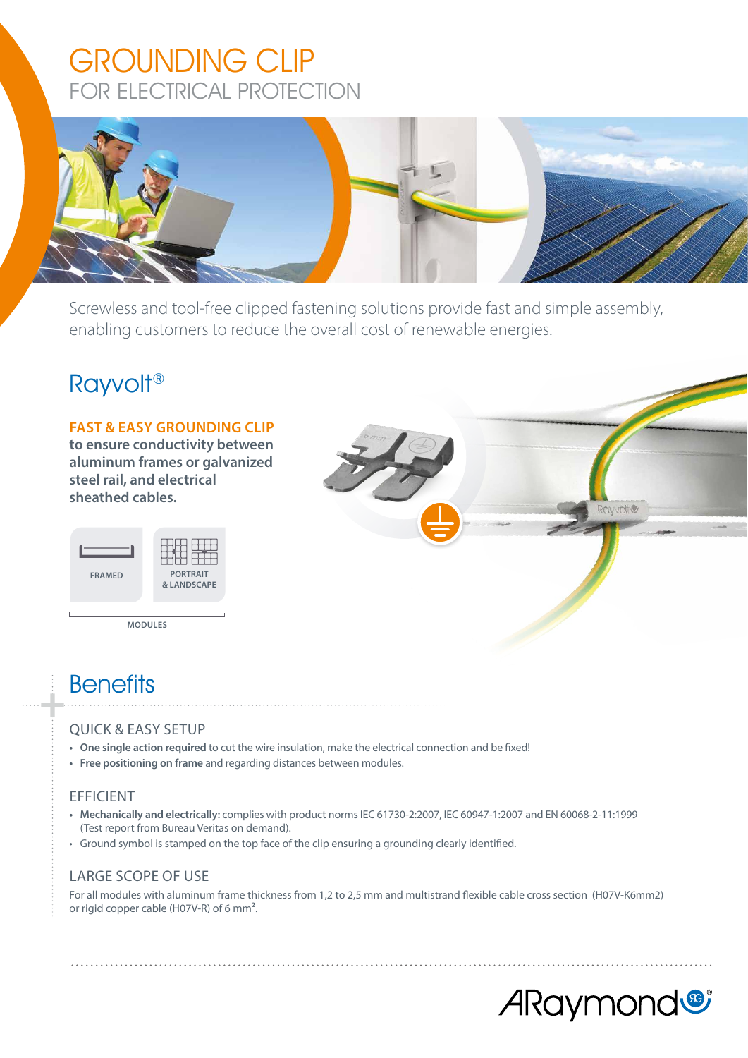# GROUNDING CLIP

## FOR ELECTRICAL PROTECTION

Screwless and tool-free clipped fastening solutions provide fast and simple assembly, enabling customers to reduce the overall cost of renewable energies.

## Rayvolt®

**FAST & EASY GROUNDING CLIP**

**to ensure conductivity between aluminum frames or galvanized steel rail, and electrical sheathed cables.**

FRAMED | PORTRAIT & LANDSCAPE

MODULES

## Benefits

### QUICK & EASY SETUP

- **One single action required** to cut the wire insulation, make the electrical connection and be fixed!
- **Free positioning on frame** and regarding distances between modules.

### EFFICIENT

- **Mechanically and electrically:** complies with product norms IEC 61730-2:2007, IEC 60947-1:2007 and EN 60068-2-11:1999 (Test report from Bureau Veritas on demand).
- Ground symbol is stamped on the top face of the clip ensuring a grounding clearly identified.

### LARGE SCOPE OF USE

For all modules with aluminum frame thickness from 1,2 to 2,5 mm and multistrand flexible cable cross section (H07V-K6mm2) or rigid copper cable (H07V-R) of 6 mm².

ARaymond®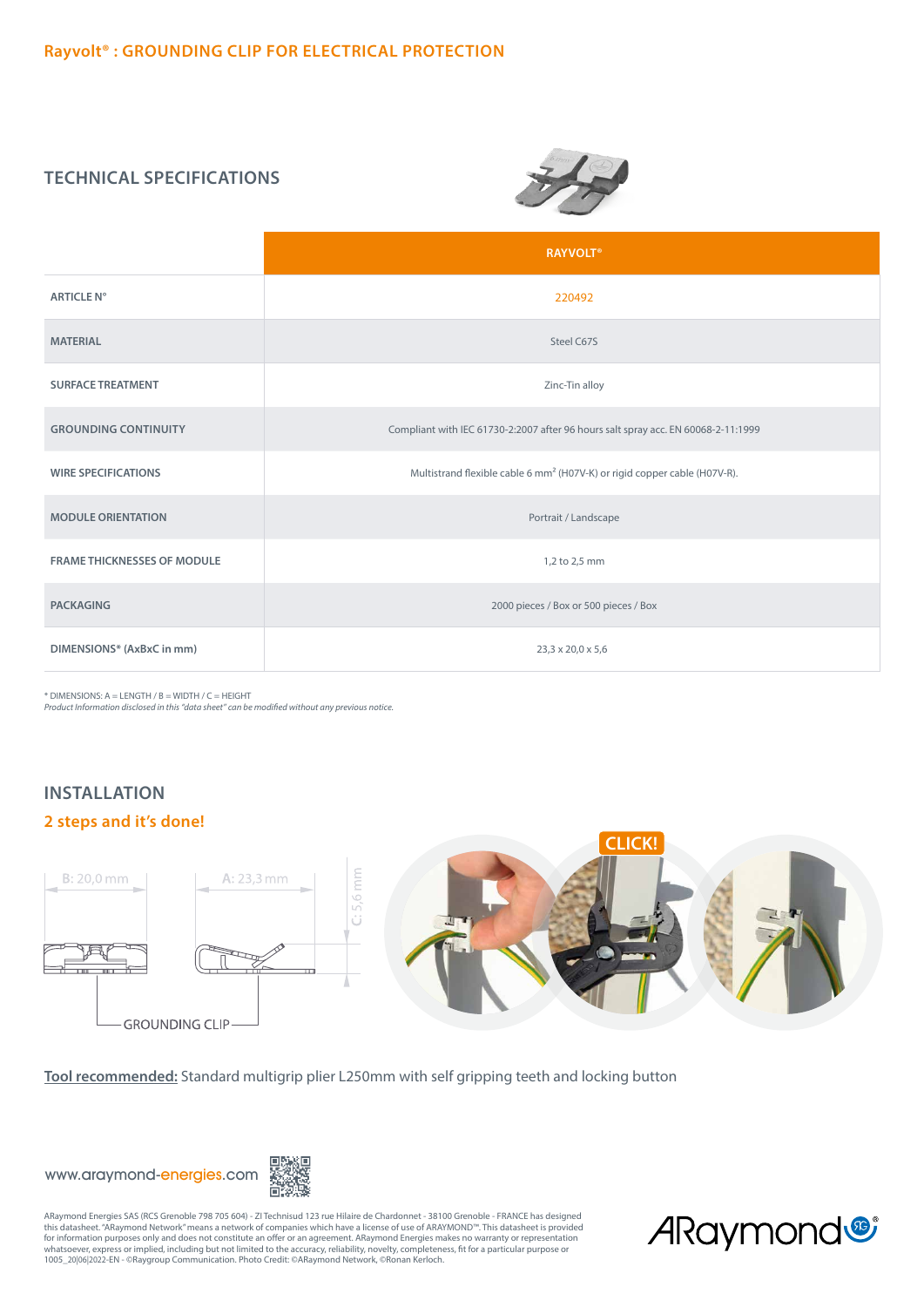## Rayvolt® : GROUNDING CLIP FOR ELECTRICAL PROTECTION

## TECHNICAL SPECIFICATIONS

| | RAYVOLT® |
|---|---|
| ARTICLE N° | 220492 |
| MATERIAL | Steel C67S |
| SURFACE TREATMENT | Zinc-Tin alloy |
| GROUNDING CONTINUITY | Compliant with IEC 61730-2:2007 after 96 hours salt spray acc. EN 60068-2-11:1999 |
| WIRE SPECIFICATIONS | Multistrand flexible cable 6 mm$^2$ (H07V-K) or rigid copper cable (H07V-R). |
| MODULE ORIENTATION | Portrait / Landscape |
| FRAME THICKNESSES OF MODULE | 1,2 to 2,5 mm |
| PACKAGING | 2000 pieces / Box or 500 pieces / Box |
| DIMENSIONS* (AxBxC in mm) | 23,3 x 20,0 x 5,6 |

\* DIMENSIONS: A = LENGTH / B = WIDTH / C = HEIGHT
*Product Information disclosed in this "data sheet" can be modified without any previous notice.*

## INSTALLATION

### 2 steps and it's done!

B: 20,0 mm
A: 23,3 mm
C: 5,6 mm
GROUNDING CLIP
CLICK!

**Tool recommended:** Standard multigrip plier L250mm with self gripping teeth and locking button

www.araymond-energies.com

ARaymond Energies SAS (RCS Grenoble 798 705 604) - ZI Technisud 123 rue Hilaire de Chardonnet - 38100 Grenoble - FRANCE has designed this datasheet. "ARaymond Network" means a network of companies which have a license of use of ARAYMOND™. This datasheet is provided for information purposes only and does not constitute an offer or an agreement. ARaymond Energies makes no warranty or representation whatsoever, express or implied, including but not limited to the accuracy, reliability, novelty, completeness, fit for a particular purpose or 1005_20|06|2022-EN - ©Raygroup Communication. Photo Credit: ©ARaymond Network, ©Ronan Kerloch.